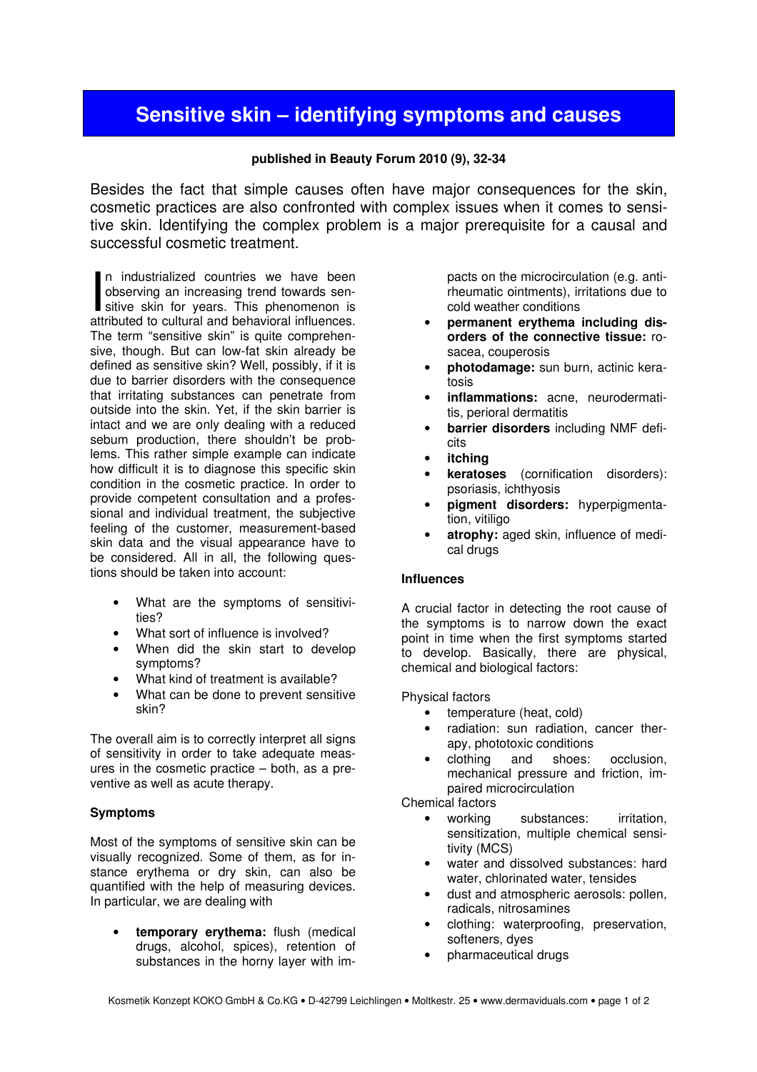# Sensitive skin – identifying symptoms and causes

**published in Beauty Forum 2010 (9), 32-34**

Besides the fact that simple causes often have major consequences for the skin, cosmetic practices are also confronted with complex issues when it comes to sensitive skin. Identifying the complex problem is a major prerequisite for a causal and successful cosmetic treatment.

In industrialized countries we have been observing an increasing trend towards sensitive skin for years. This phenomenon is attributed to cultural and behavioral influences. The term "sensitive skin" is quite comprehensive, though. But can low-fat skin already be defined as sensitive skin? Well, possibly, if it is due to barrier disorders with the consequence that irritating substances can penetrate from outside into the skin. Yet, if the skin barrier is intact and we are only dealing with a reduced sebum production, there shouldn't be problems. This rather simple example can indicate how difficult it is to diagnose this specific skin condition in the cosmetic practice. In order to provide competent consultation and a professional and individual treatment, the subjective feeling of the customer, measurement-based skin data and the visual appearance have to be considered. All in all, the following questions should be taken into account:

- What are the symptoms of sensitivities?
- What sort of influence is involved?
- When did the skin start to develop symptoms?
- What kind of treatment is available?
- What can be done to prevent sensitive skin?

The overall aim is to correctly interpret all signs of sensitivity in order to take adequate measures in the cosmetic practice – both, as a preventive as well as acute therapy.

### Symptoms

Most of the symptoms of sensitive skin can be visually recognized. Some of them, as for instance erythema or dry skin, can also be quantified with the help of measuring devices. In particular, we are dealing with

- **temporary erythema:** flush (medical drugs, alcohol, spices), retention of substances in the horny layer with impacts on the microcirculation (e.g. antirheumatic ointments), irritations due to cold weather conditions
- **permanent erythema including disorders of the connective tissue:** rosacea, couperosis
- **photodamage:** sun burn, actinic keratosis
- **inflammations:** acne, neurodermatitis, perioral dermatitis
- **barrier disorders** including NMF deficits
- **itching**
- **keratoses** (cornification disorders): psoriasis, ichthyosis
- **pigment disorders:** hyperpigmentation, vitiligo
- **atrophy:** aged skin, influence of medical drugs

### Influences

A crucial factor in detecting the root cause of the symptoms is to narrow down the exact point in time when the first symptoms started to develop. Basically, there are physical, chemical and biological factors:

Physical factors

- temperature (heat, cold)
- radiation: sun radiation, cancer therapy, phototoxic conditions
- clothing and shoes: occlusion, mechanical pressure and friction, impaired microcirculation

Chemical factors

- working substances: irritation, sensitization, multiple chemical sensitivity (MCS)
- water and dissolved substances: hard water, chlorinated water, tensides
- dust and atmospheric aerosols: pollen, radicals, nitrosamines
- clothing: waterproofing, preservation, softeners, dyes
- pharmaceutical drugs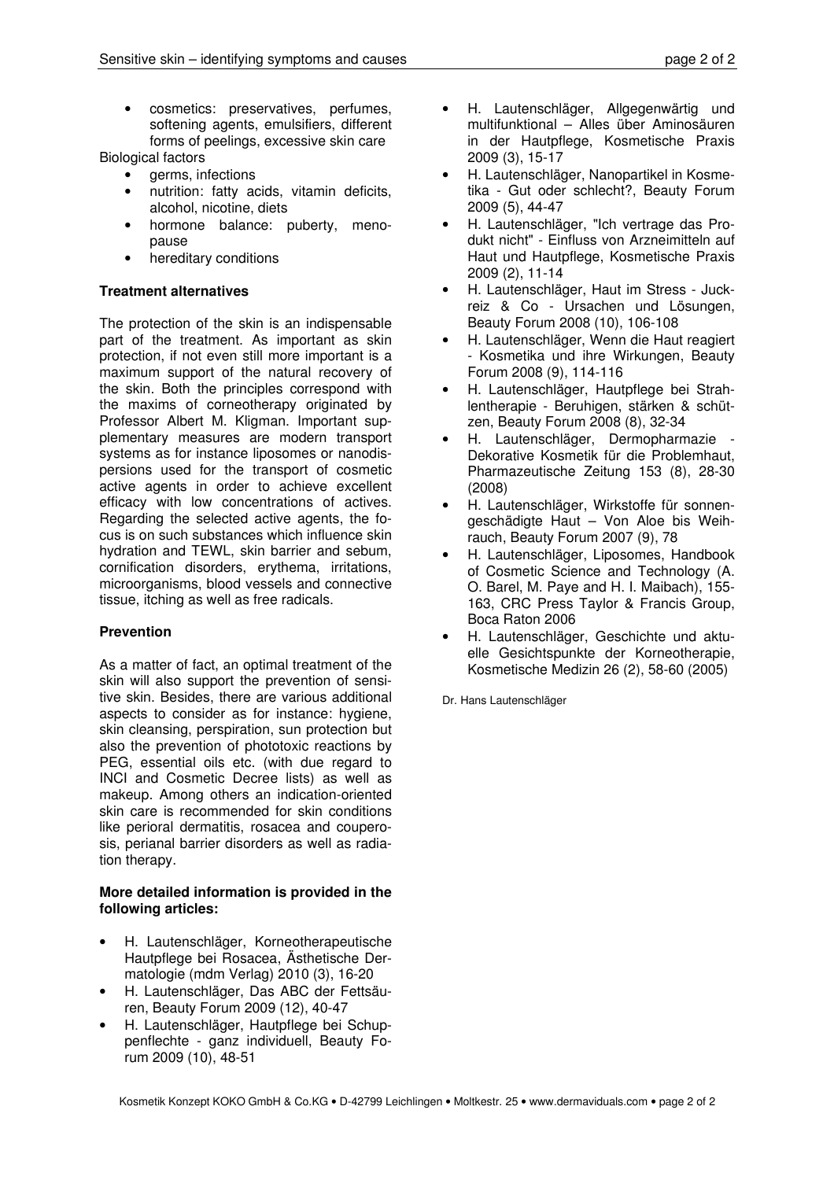- cosmetics: preservatives, perfumes, softening agents, emulsifiers, different forms of peelings, excessive skin care

Biological factors

- germs, infections
- nutrition: fatty acids, vitamin deficits, alcohol, nicotine, diets
- hormone balance: puberty, menopause
- hereditary conditions

**Treatment alternatives**

The protection of the skin is an indispensable part of the treatment. As important as skin protection, if not even still more important is a maximum support of the natural recovery of the skin. Both the principles correspond with the maxims of corneotherapy originated by Professor Albert M. Kligman. Important supplementary measures are modern transport systems as for instance liposomes or nanodispersions used for the transport of cosmetic active agents in order to achieve excellent efficacy with low concentrations of actives. Regarding the selected active agents, the focus is on such substances which influence skin hydration and TEWL, skin barrier and sebum, cornification disorders, erythema, irritations, microorganisms, blood vessels and connective tissue, itching as well as free radicals.

**Prevention**

As a matter of fact, an optimal treatment of the skin will also support the prevention of sensitive skin. Besides, there are various additional aspects to consider as for instance: hygiene, skin cleansing, perspiration, sun protection but also the prevention of phototoxic reactions by PEG, essential oils etc. (with due regard to INCI and Cosmetic Decree lists) as well as makeup. Among others an indication-oriented skin care is recommended for skin conditions like perioral dermatitis, rosacea and couperosis, perianal barrier disorders as well as radiation therapy.

**More detailed information is provided in the following articles:**

- H. Lautenschläger, Korneotherapeutische Hautpflege bei Rosacea, Ästhetische Dermatologie (mdm Verlag) 2010 (3), 16-20
- H. Lautenschläger, Das ABC der Fettsäuren, Beauty Forum 2009 (12), 40-47
- H. Lautenschläger, Hautpflege bei Schuppenflechte - ganz individuell, Beauty Forum 2009 (10), 48-51
- H. Lautenschläger, Allgegenwärtig und multifunktional – Alles über Aminosäuren in der Hautpflege, Kosmetische Praxis 2009 (3), 15-17
- H. Lautenschläger, Nanopartikel in Kosmetika - Gut oder schlecht?, Beauty Forum 2009 (5), 44-47
- H. Lautenschläger, "Ich vertrage das Produkt nicht" - Einfluss von Arzneimitteln auf Haut und Hautpflege, Kosmetische Praxis 2009 (2), 11-14
- H. Lautenschläger, Haut im Stress - Juckreiz & Co - Ursachen und Lösungen, Beauty Forum 2008 (10), 106-108
- H. Lautenschläger, Wenn die Haut reagiert - Kosmetika und ihre Wirkungen, Beauty Forum 2008 (9), 114-116
- H. Lautenschläger, Hautpflege bei Strahlentherapie - Beruhigen, stärken & schützen, Beauty Forum 2008 (8), 32-34
- H. Lautenschläger, Dermopharmazie - Dekorative Kosmetik für die Problemhaut, Pharmazeutische Zeitung 153 (8), 28-30 (2008)
- H. Lautenschläger, Wirkstoffe für sonnengeschädigte Haut – Von Aloe bis Weihrauch, Beauty Forum 2007 (9), 78
- H. Lautenschläger, Liposomes, Handbook of Cosmetic Science and Technology (A. O. Barel, M. Paye and H. I. Maibach), 155-163, CRC Press Taylor & Francis Group, Boca Raton 2006
- H. Lautenschläger, Geschichte und aktuelle Gesichtspunkte der Korneotherapie, Kosmetische Medizin 26 (2), 58-60 (2005)

Dr. Hans Lautenschläger